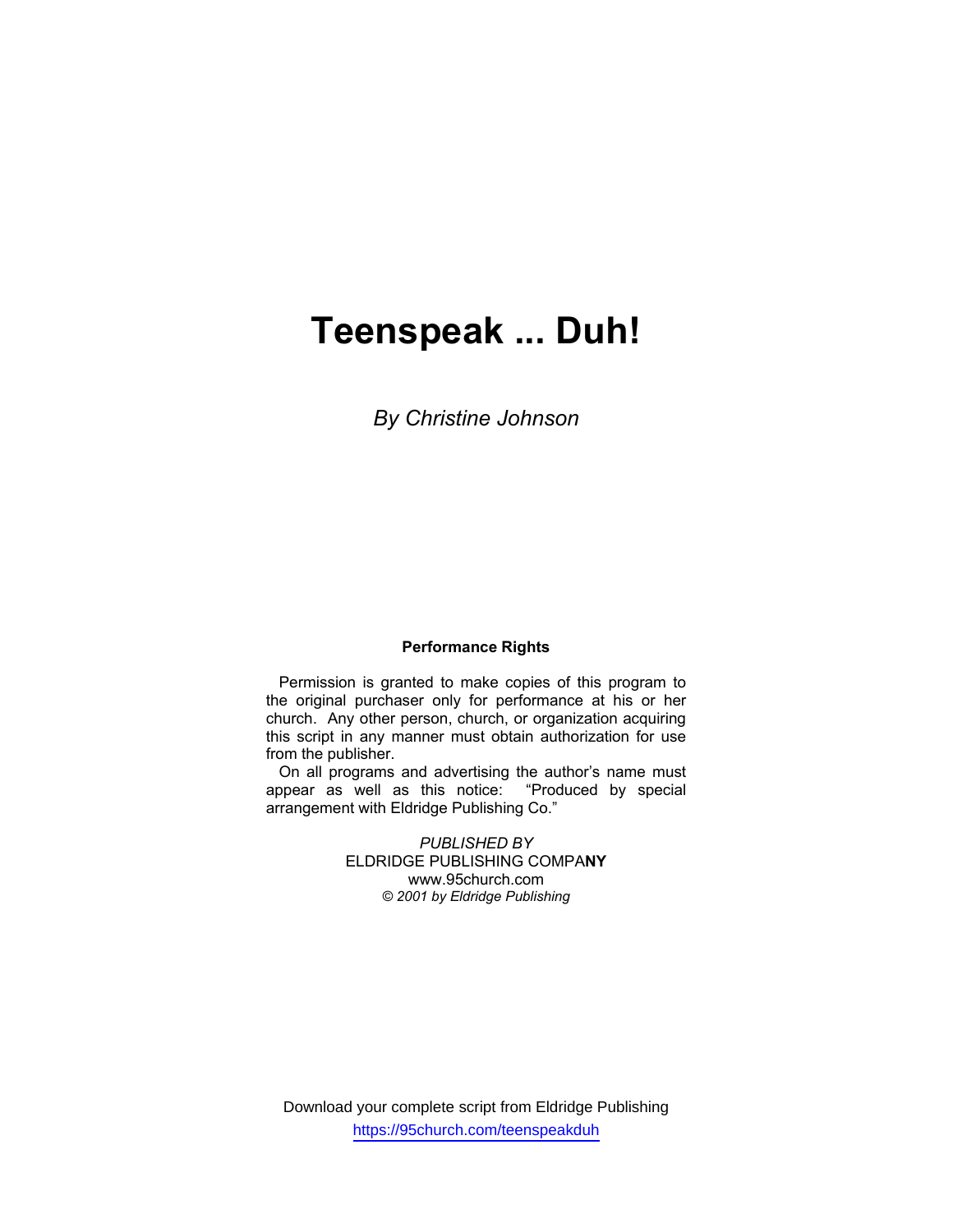# Teenspeak ... Duh!

*By Christine Johnson*

**Performance Rights**

Permission is granted to make copies of this program to the original purchaser only for performance at his or her church. Any other person, church, or organization acquiring this script in any manner must obtain authorization for use from the publisher.

On all programs and advertising the author's name must appear as well as this notice: "Produced by special arrangement with Eldridge Publishing Co."

*PUBLISHED BY*
ELDRIDGE PUBLISHING COMPANY
www.95church.com
*© 2001 by Eldridge Publishing*

Download your complete script from Eldridge Publishing
https://95church.com/teenspeakduh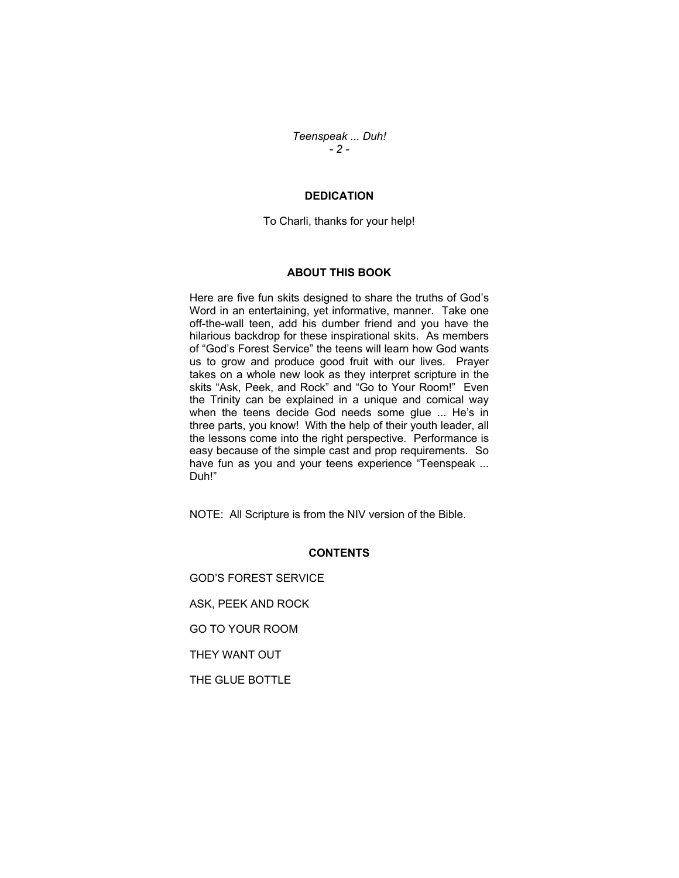## DEDICATION

To Charli, thanks for your help!

## ABOUT THIS BOOK

Here are five fun skits designed to share the truths of God's Word in an entertaining, yet informative, manner. Take one off-the-wall teen, add his dumber friend and you have the hilarious backdrop for these inspirational skits. As members of "God's Forest Service" the teens will learn how God wants us to grow and produce good fruit with our lives. Prayer takes on a whole new look as they interpret scripture in the skits "Ask, Peek, and Rock" and "Go to Your Room!" Even the Trinity can be explained in a unique and comical way when the teens decide God needs some glue ... He's in three parts, you know! With the help of their youth leader, all the lessons come into the right perspective. Performance is easy because of the simple cast and prop requirements. So have fun as you and your teens experience "Teenspeak ... Duh!"

NOTE: All Scripture is from the NIV version of the Bible.

## CONTENTS

GOD'S FOREST SERVICE

ASK, PEEK AND ROCK

GO TO YOUR ROOM

THEY WANT OUT

THE GLUE BOTTLE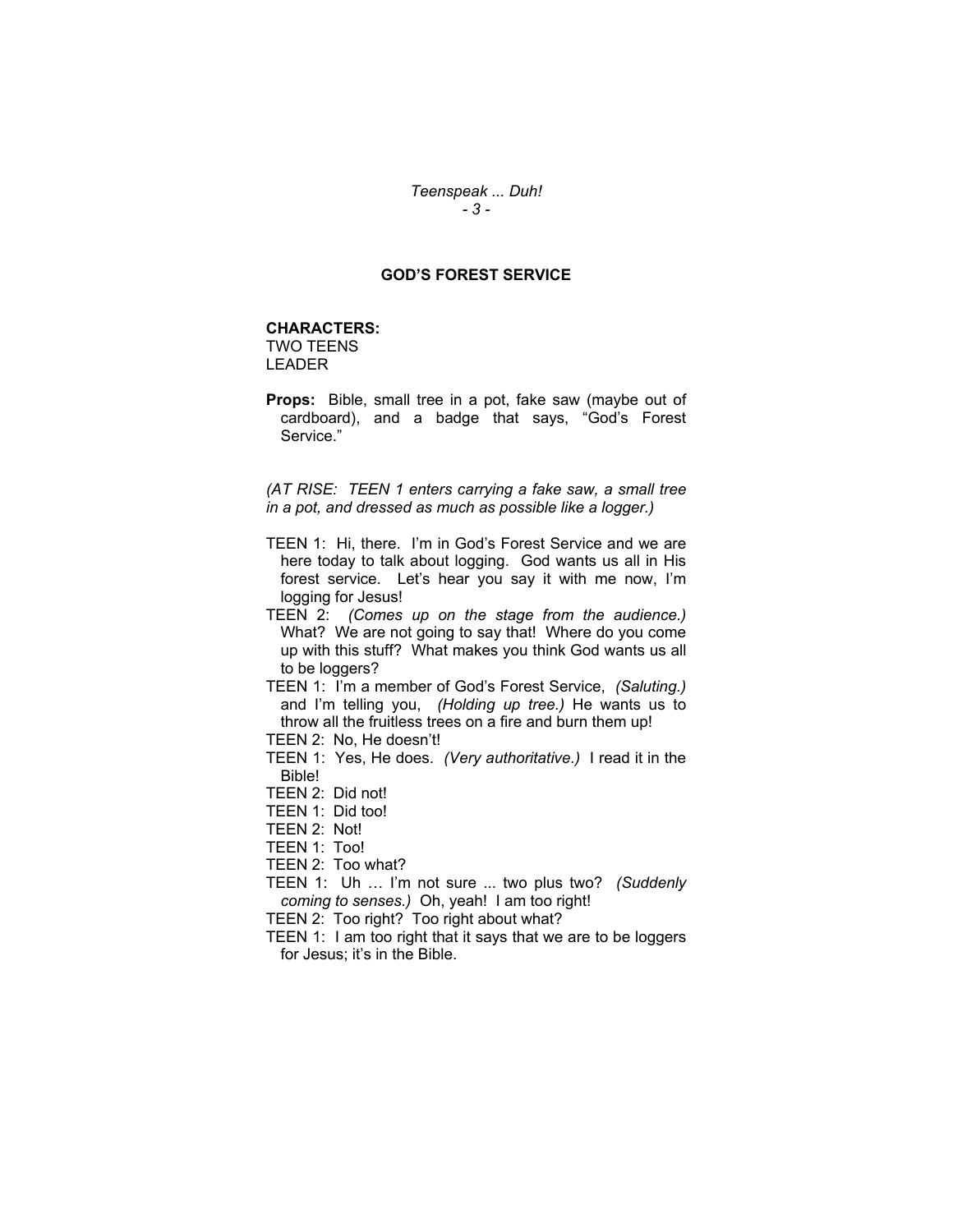## GOD'S FOREST SERVICE

**CHARACTERS:**
TWO TEENS
LEADER

**Props:** Bible, small tree in a pot, fake saw (maybe out of cardboard), and a badge that says, "God's Forest Service."

*(AT RISE: TEEN 1 enters carrying a fake saw, a small tree in a pot, and dressed as much as possible like a logger.)*

TEEN 1: Hi, there. I'm in God's Forest Service and we are here today to talk about logging. God wants us all in His forest service. Let's hear you say it with me now, I'm logging for Jesus!

TEEN 2: *(Comes up on the stage from the audience.)* What? We are not going to say that! Where do you come up with this stuff? What makes you think God wants us all to be loggers?

TEEN 1: I'm a member of God's Forest Service, *(Saluting.)* and I'm telling you, *(Holding up tree.)* He wants us to throw all the fruitless trees on a fire and burn them up!

TEEN 2: No, He doesn't!

TEEN 1: Yes, He does. *(Very authoritative.)* I read it in the Bible!

TEEN 2: Did not!

TEEN 1: Did too!

TEEN 2: Not!

TEEN 1: Too!

TEEN 2: Too what?

TEEN 1: Uh … I'm not sure ... two plus two? *(Suddenly coming to senses.)* Oh, yeah! I am too right!

TEEN 2: Too right? Too right about what?

TEEN 1: I am too right that it says that we are to be loggers for Jesus; it's in the Bible.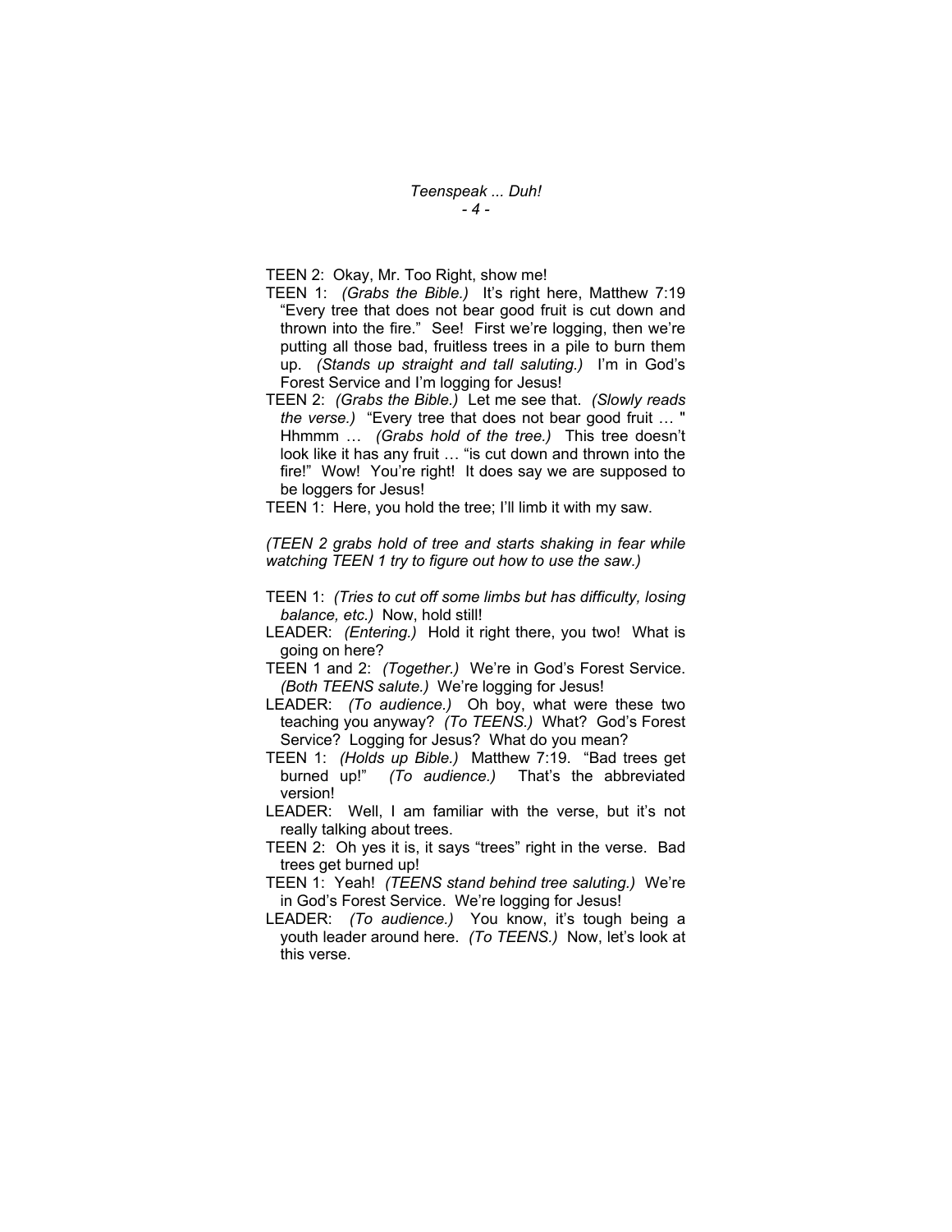TEEN 2: Okay, Mr. Too Right, show me!

TEEN 1: *(Grabs the Bible.)* It's right here, Matthew 7:19 "Every tree that does not bear good fruit is cut down and thrown into the fire." See! First we're logging, then we're putting all those bad, fruitless trees in a pile to burn them up. *(Stands up straight and tall saluting.)* I'm in God's Forest Service and I'm logging for Jesus!

TEEN 2: *(Grabs the Bible.)* Let me see that. *(Slowly reads the verse.)* "Every tree that does not bear good fruit … " Hhmmm … *(Grabs hold of the tree.)* This tree doesn't look like it has any fruit … "is cut down and thrown into the fire!" Wow! You're right! It does say we are supposed to be loggers for Jesus!

TEEN 1: Here, you hold the tree; I'll limb it with my saw.

*(TEEN 2 grabs hold of tree and starts shaking in fear while watching TEEN 1 try to figure out how to use the saw.)*

TEEN 1: *(Tries to cut off some limbs but has difficulty, losing balance, etc.)* Now, hold still!

LEADER: *(Entering.)* Hold it right there, you two! What is going on here?

TEEN 1 and 2: *(Together.)* We're in God's Forest Service. *(Both TEENS salute.)* We're logging for Jesus!

LEADER: *(To audience.)* Oh boy, what were these two teaching you anyway? *(To TEENS.)* What? God's Forest Service? Logging for Jesus? What do you mean?

TEEN 1: *(Holds up Bible.)* Matthew 7:19. "Bad trees get burned up!" *(To audience.)* That's the abbreviated version!

LEADER: Well, I am familiar with the verse, but it's not really talking about trees.

TEEN 2: Oh yes it is, it says "trees" right in the verse. Bad trees get burned up!

TEEN 1: Yeah! *(TEENS stand behind tree saluting.)* We're in God's Forest Service. We're logging for Jesus!

LEADER: *(To audience.)* You know, it's tough being a youth leader around here. *(To TEENS.)* Now, let's look at this verse.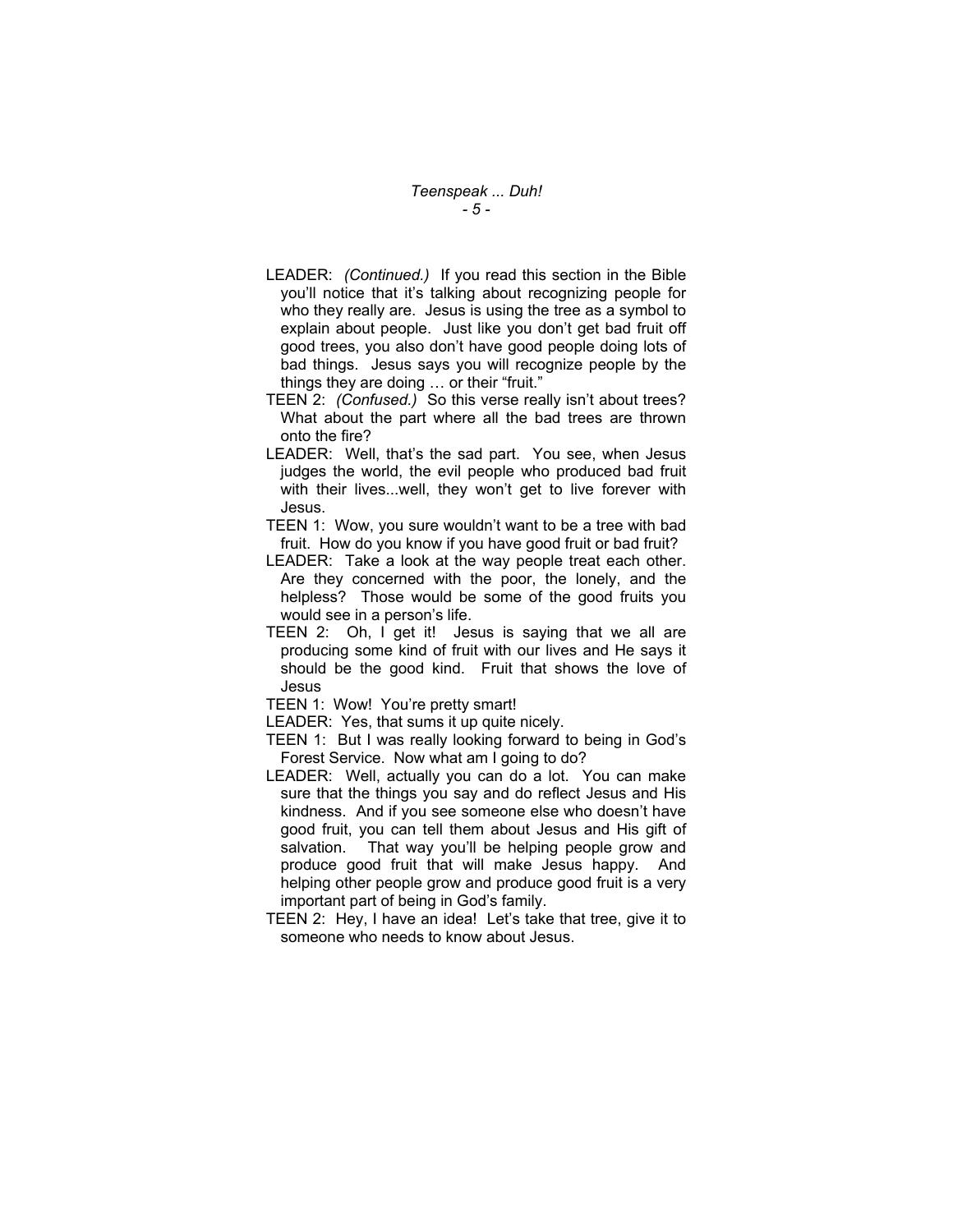LEADER: *(Continued.)* If you read this section in the Bible you'll notice that it's talking about recognizing people for who they really are. Jesus is using the tree as a symbol to explain about people. Just like you don't get bad fruit off good trees, you also don't have good people doing lots of bad things. Jesus says you will recognize people by the things they are doing … or their "fruit."

TEEN 2: *(Confused.)* So this verse really isn't about trees? What about the part where all the bad trees are thrown onto the fire?

LEADER: Well, that's the sad part. You see, when Jesus judges the world, the evil people who produced bad fruit with their lives...well, they won't get to live forever with Jesus.

TEEN 1: Wow, you sure wouldn't want to be a tree with bad fruit. How do you know if you have good fruit or bad fruit?

LEADER: Take a look at the way people treat each other. Are they concerned with the poor, the lonely, and the helpless? Those would be some of the good fruits you would see in a person's life.

TEEN 2: Oh, I get it! Jesus is saying that we all are producing some kind of fruit with our lives and He says it should be the good kind. Fruit that shows the love of Jesus

TEEN 1: Wow! You're pretty smart!

LEADER: Yes, that sums it up quite nicely.

TEEN 1: But I was really looking forward to being in God's Forest Service. Now what am I going to do?

LEADER: Well, actually you can do a lot. You can make sure that the things you say and do reflect Jesus and His kindness. And if you see someone else who doesn't have good fruit, you can tell them about Jesus and His gift of salvation. That way you'll be helping people grow and produce good fruit that will make Jesus happy. And helping other people grow and produce good fruit is a very important part of being in God's family.

TEEN 2: Hey, I have an idea! Let's take that tree, give it to someone who needs to know about Jesus.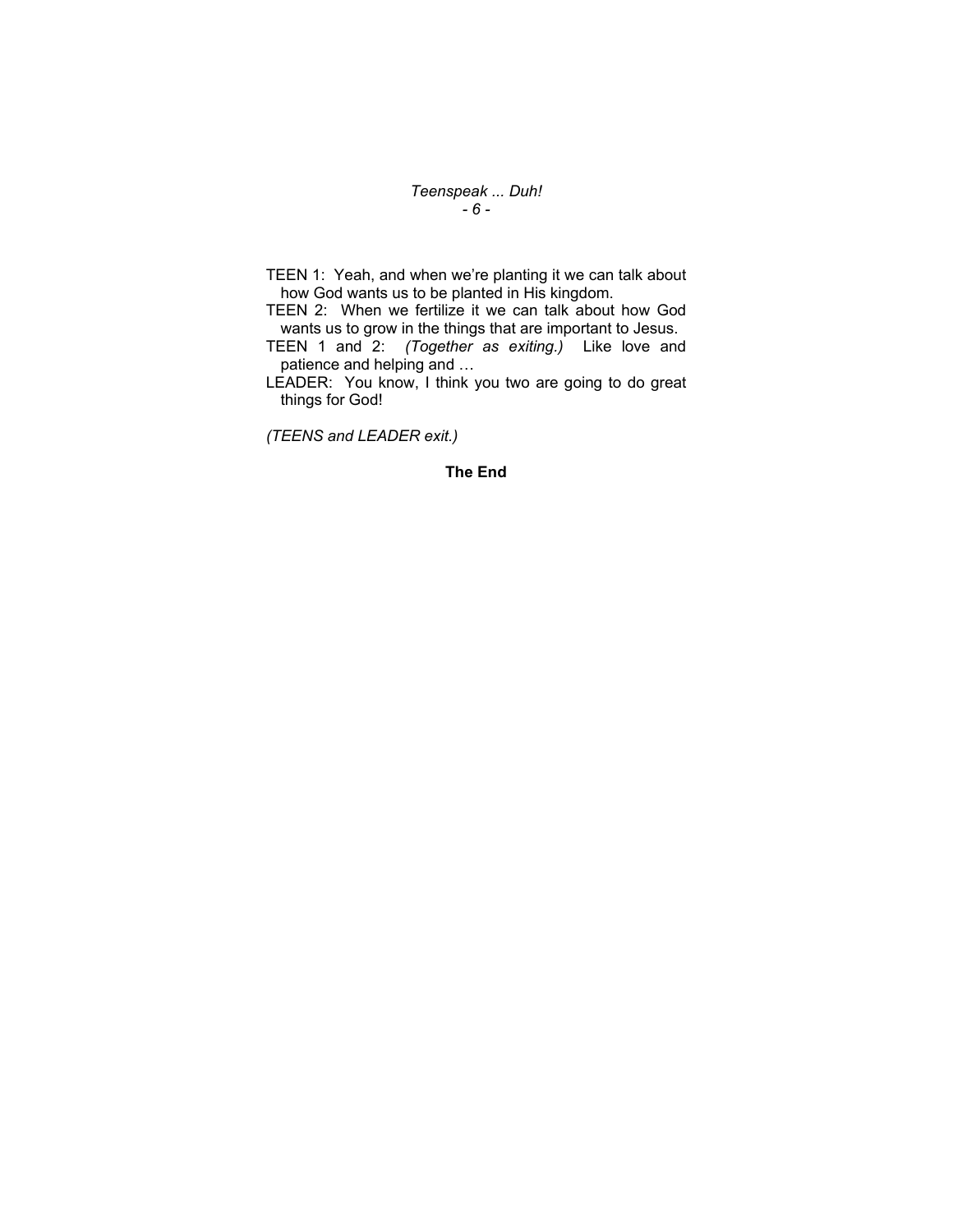TEEN 1: Yeah, and when we're planting it we can talk about how God wants us to be planted in His kingdom.

TEEN 2: When we fertilize it we can talk about how God wants us to grow in the things that are important to Jesus.

TEEN 1 and 2: *(Together as exiting.)* Like love and patience and helping and …

LEADER: You know, I think you two are going to do great things for God!

*(TEENS and LEADER exit.)*

**The End**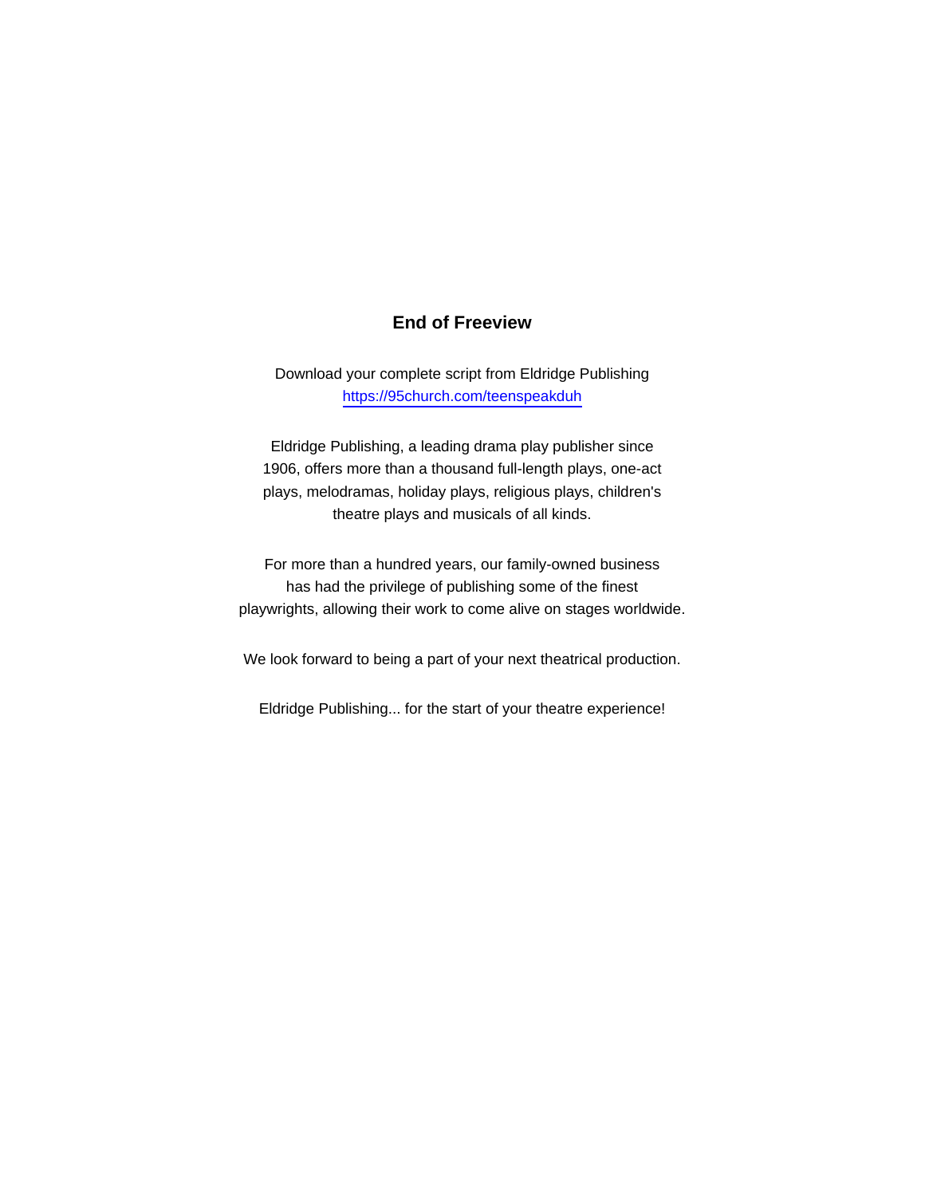## End of Freeview

Download your complete script from Eldridge Publishing
https://95church.com/teenspeakduh

Eldridge Publishing, a leading drama play publisher since 1906, offers more than a thousand full-length plays, one-act plays, melodramas, holiday plays, religious plays, children's theatre plays and musicals of all kinds.

For more than a hundred years, our family-owned business has had the privilege of publishing some of the finest playwrights, allowing their work to come alive on stages worldwide.

We look forward to being a part of your next theatrical production.

Eldridge Publishing... for the start of your theatre experience!